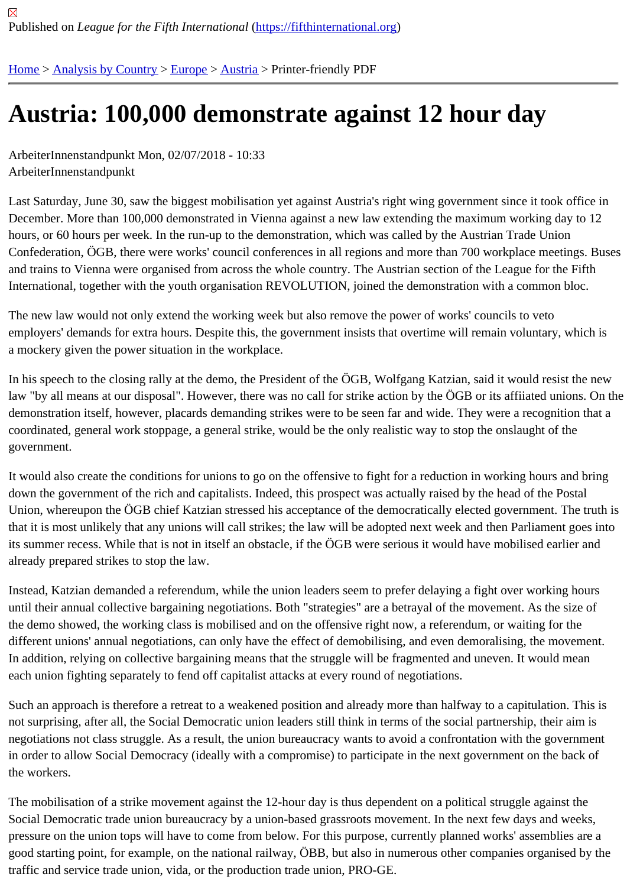Published on *League for the Fifth International* (https://fifthinternational.org)

Home > Analysis by Country > Europe > Austria > Printer-friendly PDF

# Austria: 100,000 demonstrate against 12 hour day

ArbeiterInnenstandpunkt Mon, 02/07/2018 - 10:33
ArbeiterInnenstandpunkt

Last Saturday, June 30, saw the biggest mobilisation yet against Austria's right wing government since it took office in December. More than 100,000 demonstrated in Vienna against a new law extending the maximum working day to 12 hours, or 60 hours per week. In the run-up to the demonstration, which was called by the Austrian Trade Union Confederation, ÖGB, there were works' council conferences in all regions and more than 700 workplace meetings. Buses and trains to Vienna were organised from across the whole country. The Austrian section of the League for the Fifth International, together with the youth organisation REVOLUTION, joined the demonstration with a common bloc.

The new law would not only extend the working week but also remove the power of works' councils to veto employers' demands for extra hours. Despite this, the government insists that overtime will remain voluntary, which is a mockery given the power situation in the workplace.

In his speech to the closing rally at the demo, the President of the ÖGB, Wolfgang Katzian, said it would resist the new law "by all means at our disposal". However, there was no call for strike action by the ÖGB or its affiiated unions. On the demonstration itself, however, placards demanding strikes were to be seen far and wide. They were a recognition that a coordinated, general work stoppage, a general strike, would be the only realistic way to stop the onslaught of the government.

It would also create the conditions for unions to go on the offensive to fight for a reduction in working hours and bring down the government of the rich and capitalists. Indeed, this prospect was actually raised by the head of the Postal Union, whereupon the ÖGB chief Katzian stressed his acceptance of the democratically elected government. The truth is that it is most unlikely that any unions will call strikes; the law will be adopted next week and then Parliament goes into its summer recess. While that is not in itself an obstacle, if the ÖGB were serious it would have mobilised earlier and already prepared strikes to stop the law.

Instead, Katzian demanded a referendum, while the union leaders seem to prefer delaying a fight over working hours until their annual collective bargaining negotiations. Both "strategies" are a betrayal of the movement. As the size of the demo showed, the working class is mobilised and on the offensive right now, a referendum, or waiting for the different unions' annual negotiations, can only have the effect of demobilising, and even demoralising, the movement. In addition, relying on collective bargaining means that the struggle will be fragmented and uneven. It would mean each union fighting separately to fend off capitalist attacks at every round of negotiations.

Such an approach is therefore a retreat to a weakened position and already more than halfway to a capitulation. This is not surprising, after all, the Social Democratic union leaders still think in terms of the social partnership, their aim is negotiations not class struggle. As a result, the union bureaucracy wants to avoid a confrontation with the government in order to allow Social Democracy (ideally with a compromise) to participate in the next government on the back of the workers.

The mobilisation of a strike movement against the 12-hour day is thus dependent on a political struggle against the Social Democratic trade union bureaucracy by a union-based grassroots movement. In the next few days and weeks, pressure on the union tops will have to come from below. For this purpose, currently planned works' assemblies are a good starting point, for example, on the national railway, ÖBB, but also in numerous other companies organised by the traffic and service trade union, vida, or the production trade union, PRO-GE.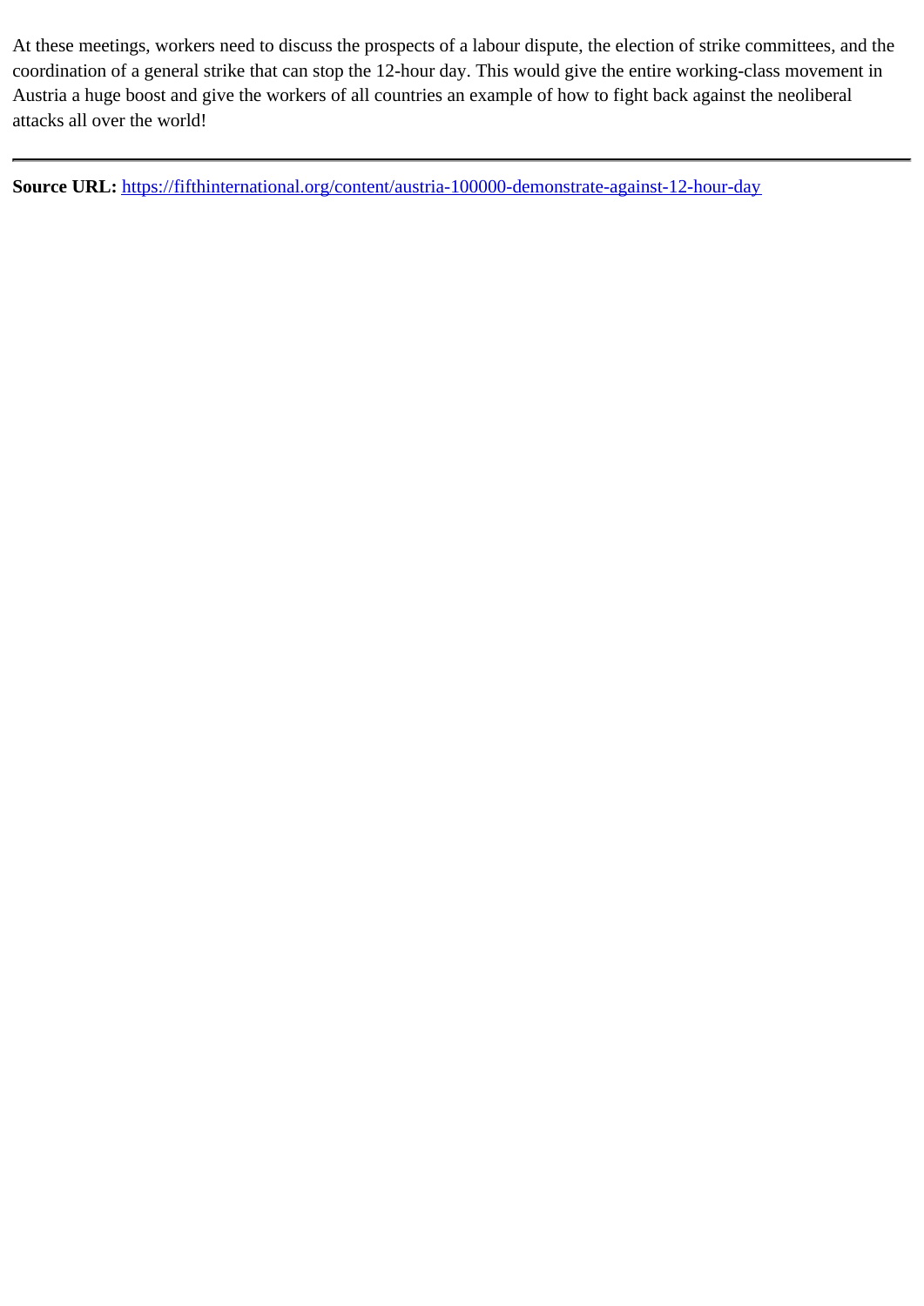At these meetings, workers need to discuss the prospects of a labour dispute, the election of strike committees, and the coordination of a general strike that can stop the 12-hour day. This would give the entire working-class movement in Austria a huge boost and give the workers of all countries an example of how to fight back against the neoliberal attacks all over the world!

---

**Source URL:** https://fifthinternational.org/content/austria-100000-demonstrate-against-12-hour-day